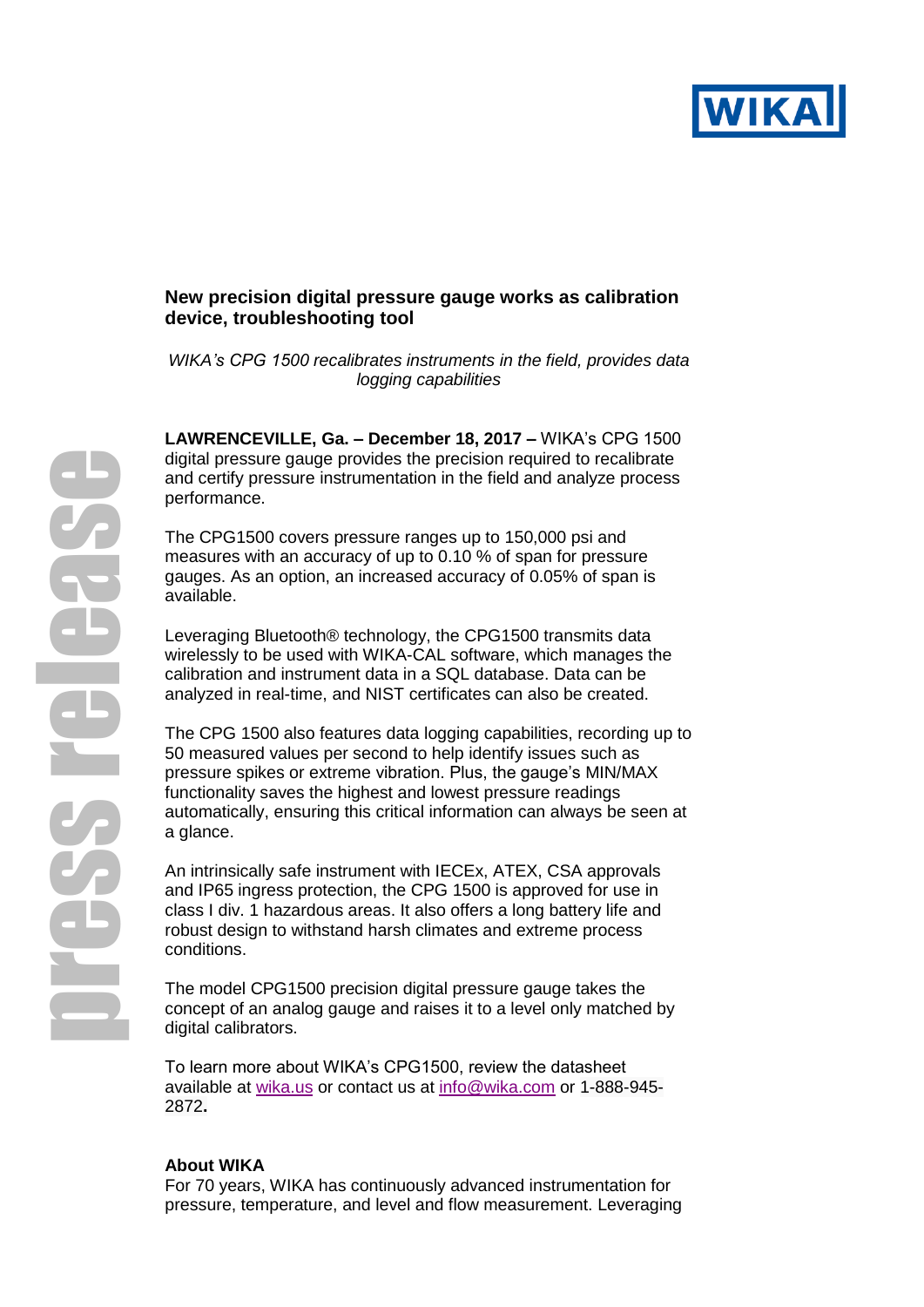## New precision digital pressure gauge works as calibration device, troubleshooting tool

*WIKA's CPG 1500 recalibrates instruments in the field, provides data logging capabilities*

**LAWRENCEVILLE, Ga. – December 18, 2017 –** WIKA's CPG 1500 digital pressure gauge provides the precision required to recalibrate and certify pressure instrumentation in the field and analyze process performance.

The CPG1500 covers pressure ranges up to 150,000 psi and measures with an accuracy of up to 0.10 % of span for pressure gauges. As an option, an increased accuracy of 0.05% of span is available.

Leveraging Bluetooth® technology, the CPG1500 transmits data wirelessly to be used with WIKA-CAL software, which manages the calibration and instrument data in a SQL database. Data can be analyzed in real-time, and NIST certificates can also be created.

The CPG 1500 also features data logging capabilities, recording up to 50 measured values per second to help identify issues such as pressure spikes or extreme vibration. Plus, the gauge's MIN/MAX functionality saves the highest and lowest pressure readings automatically, ensuring this critical information can always be seen at a glance.

An intrinsically safe instrument with IECEx, ATEX, CSA approvals and IP65 ingress protection, the CPG 1500 is approved for use in class I div. 1 hazardous areas. It also offers a long battery life and robust design to withstand harsh climates and extreme process conditions.

The model CPG1500 precision digital pressure gauge takes the concept of an analog gauge and raises it to a level only matched by digital calibrators.

To learn more about WIKA's CPG1500, review the datasheet available at wika.us or contact us at info@wika.com or 1-888-945-2872**.**

**About WIKA**

For 70 years, WIKA has continuously advanced instrumentation for pressure, temperature, and level and flow measurement. Leveraging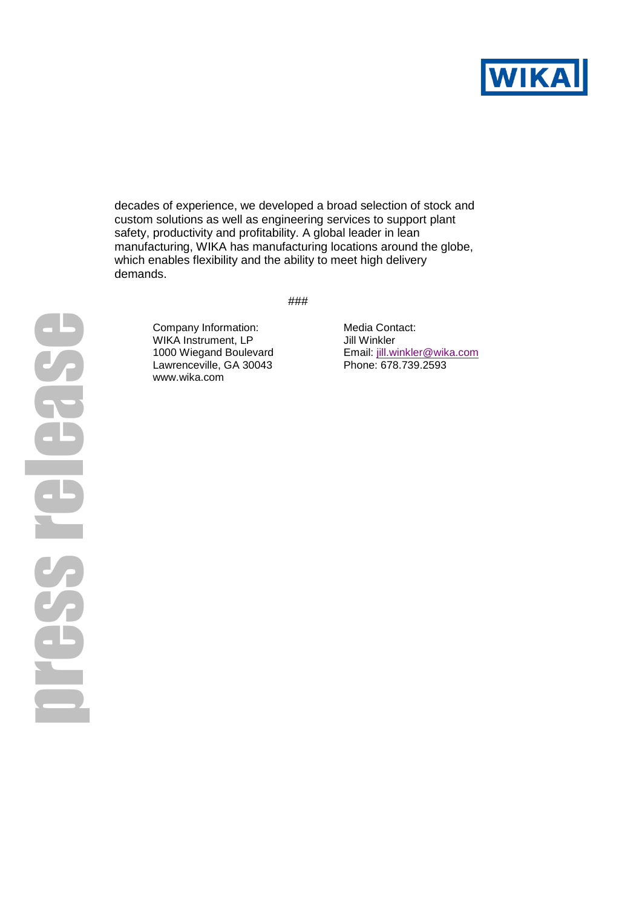decades of experience, we developed a broad selection of stock and custom solutions as well as engineering services to support plant safety, productivity and profitability. A global leader in lean manufacturing, WIKA has manufacturing locations around the globe, which enables flexibility and the ability to meet high delivery demands.

###

Company Information:
WIKA Instrument, LP
1000 Wiegand Boulevard
Lawrenceville, GA 30043
www.wika.com

Media Contact:
Jill Winkler
Email: jill.winkler@wika.com
Phone: 678.739.2593